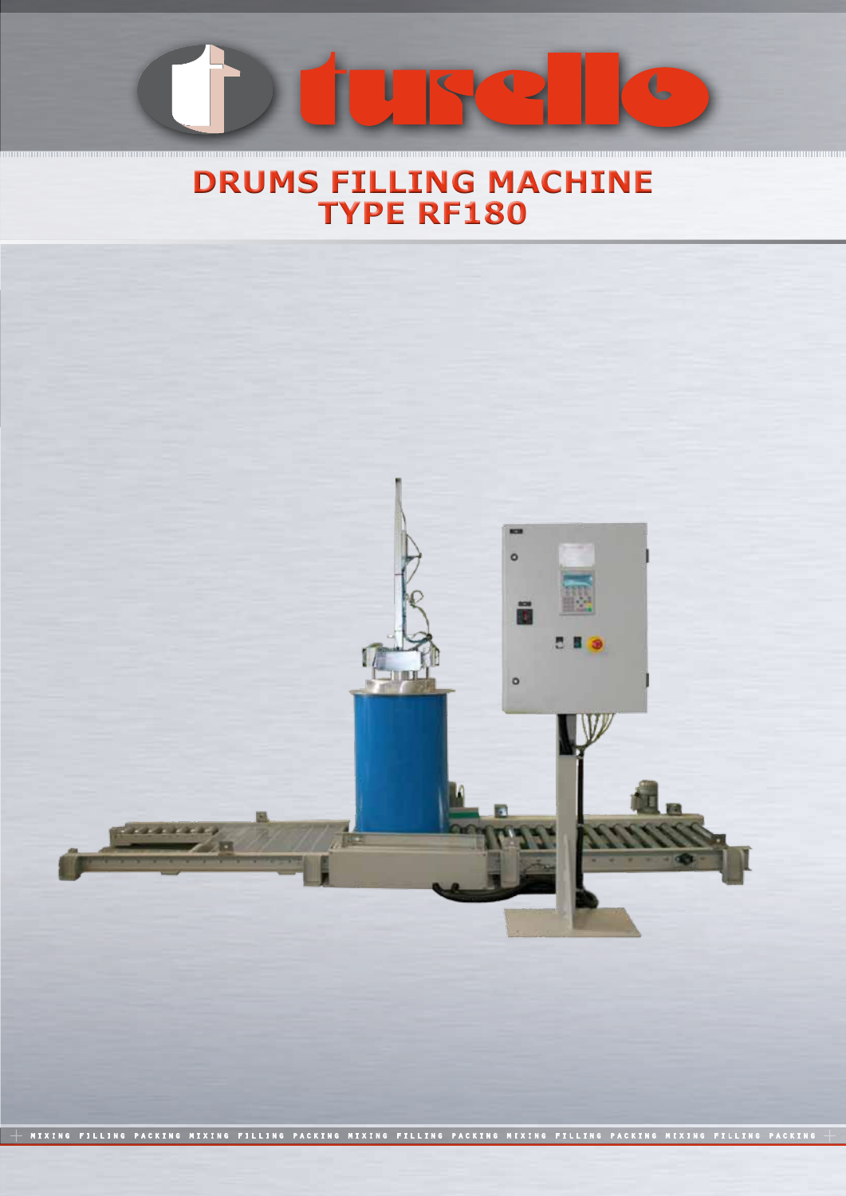# turello

# DRUMS FILLING MACHINE
# TYPE RF180

MIXING FILLING PACKING MIXING FILLING PACKING MIXING FILLING PACKING MIXING FILLING PACKING MIXING FILLING PACKING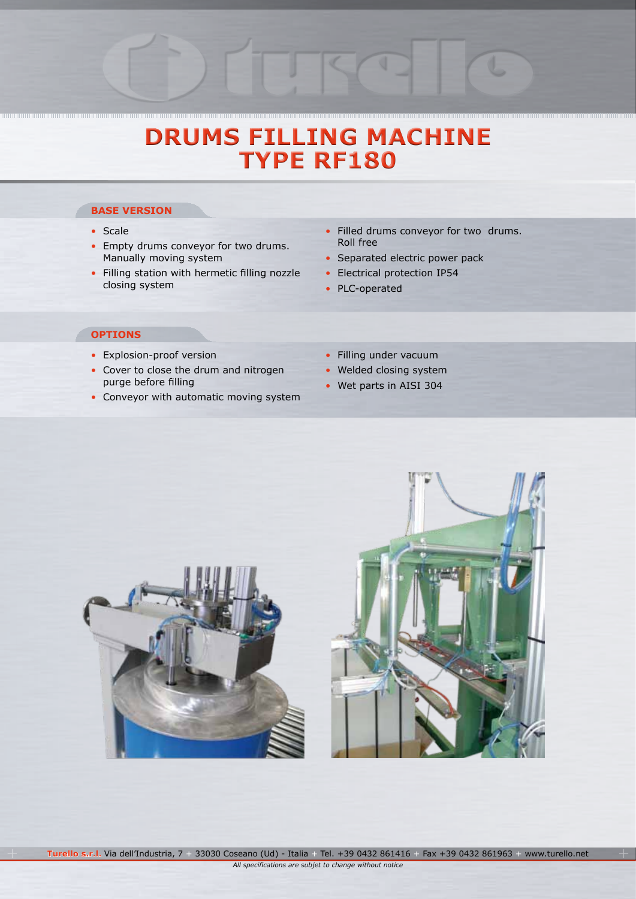# DRUMS FILLING MACHINE TYPE RF180

## BASE VERSION

- Scale
- Empty drums conveyor for two drums. Manually moving system
- Filling station with hermetic filling nozzle closing system
- Filled drums conveyor for two drums. Roll free
- Separated electric power pack
- Electrical protection IP54
- PLC-operated

## OPTIONS

- Explosion-proof version
- Cover to close the drum and nitrogen purge before filling
- Conveyor with automatic moving system
- Filling under vacuum
- Welded closing system
- Wet parts in AISI 304

**Turello s.r.l.** Via dell'Industria, 7 + 33030 Coseano (Ud) - Italia + Tel. +39 0432 861416 + Fax +39 0432 861963 + www.turello.net

*All specifications are subjet to change without notice*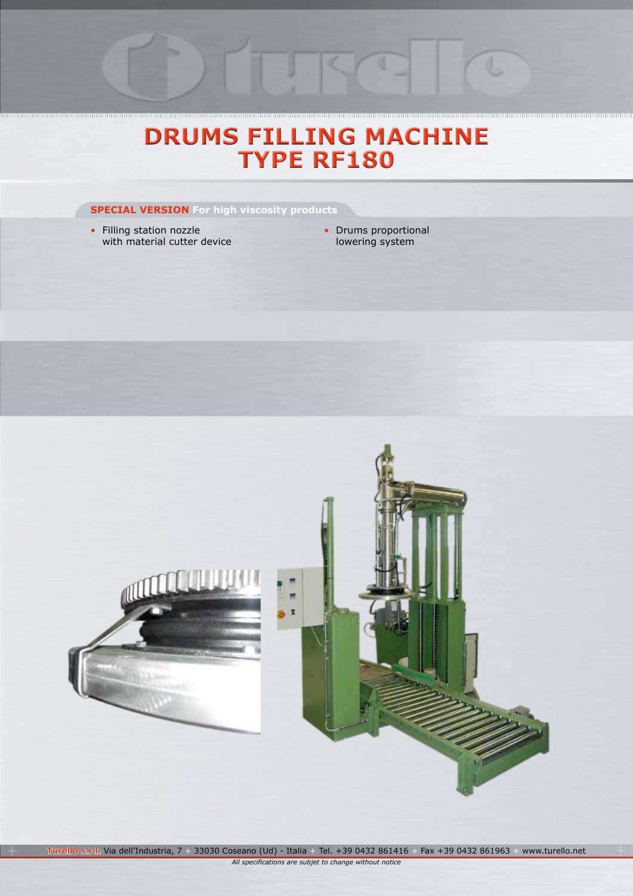# DRUMS FILLING MACHINE TYPE RF180

## SPECIAL VERSION For high viscosity products

- Filling station nozzle with material cutter device
- Drums proportional lowering system

Turello s.r.l. Via dell'Industria, 7 + 33030 Coseano (Ud) - Italia + Tel. +39 0432 861416 + Fax +39 0432 861963 + www.turello.net

*All specifications are subjet to change without notice*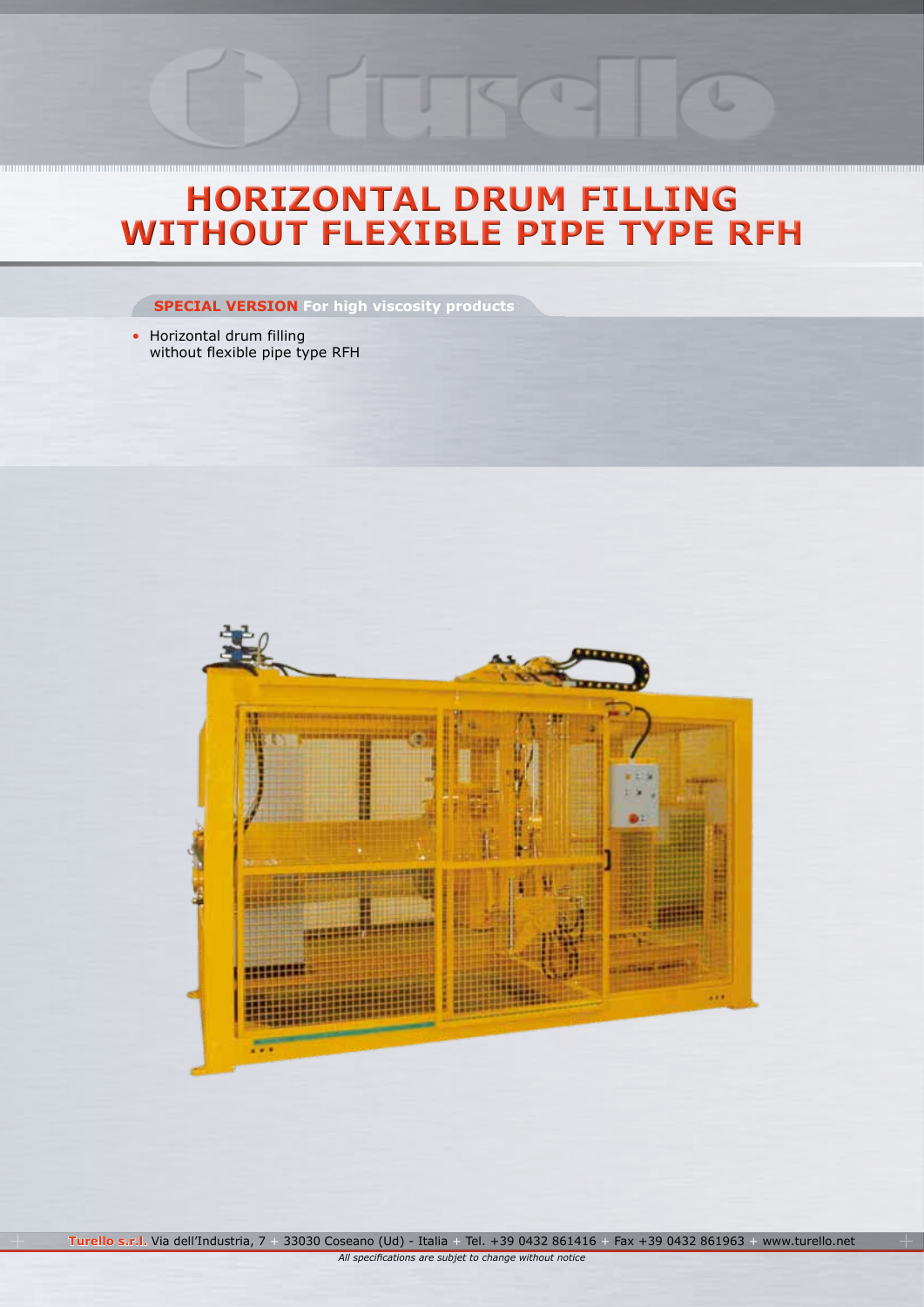# HORIZONTAL DRUM FILLING WITHOUT FLEXIBLE PIPE TYPE RFH

**SPECIAL VERSION** **For high viscosity products**

- Horizontal drum filling without flexible pipe type RFH

**Turello s.r.l.** Via dell'Industria, 7 + 33030 Coseano (Ud) - Italia + Tel. +39 0432 861416 + Fax +39 0432 861963 + www.turello.net

*All specifications are subjet to change without notice*